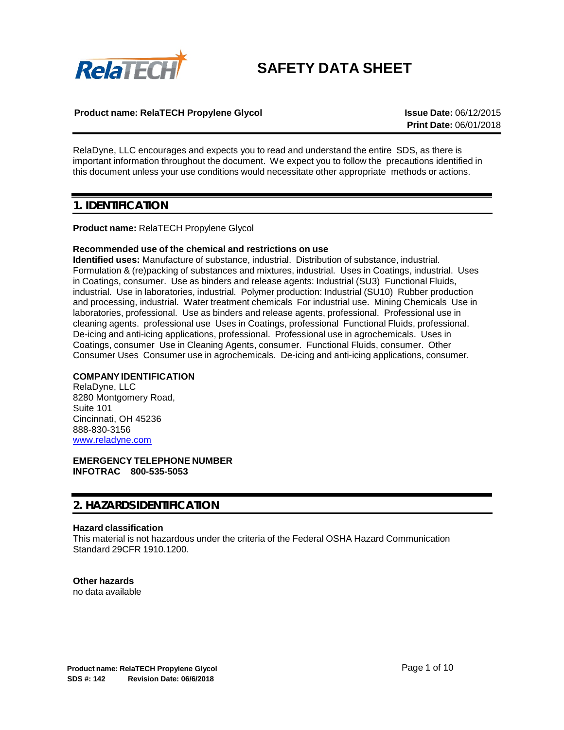# SAFETY DATA SHEET

**Product name: RelaTECH Propylene Glycol**

**Issue Date:** 06/12/2015
**Print Date:** 06/01/2018

RelaDyne, LLC encourages and expects you to read and understand the entire SDS, as there is important information throughout the document. We expect you to follow the precautions identified in this document unless your use conditions would necessitate other appropriate methods or actions.

## 1. IDENTIFICATION

**Product name:** RelaTECH Propylene Glycol

### Recommended use of the chemical and restrictions on use

**Identified uses:** Manufacture of substance, industrial. Distribution of substance, industrial. Formulation & (re)packing of substances and mixtures, industrial. Uses in Coatings, industrial. Uses in Coatings, consumer. Use as binders and release agents: Industrial (SU3) Functional Fluids, industrial. Use in laboratories, industrial. Polymer production: Industrial (SU10) Rubber production and processing, industrial. Water treatment chemicals For industrial use. Mining Chemicals Use in laboratories, professional. Use as binders and release agents, professional. Professional use in cleaning agents. professional use Uses in Coatings, professional Functional Fluids, professional. De-icing and anti-icing applications, professional. Professional use in agrochemicals. Uses in Coatings, consumer Use in Cleaning Agents, consumer. Functional Fluids, consumer. Other Consumer Uses Consumer use in agrochemicals. De-icing and anti-icing applications, consumer.

### COMPANY IDENTIFICATION

RelaDyne, LLC
8280 Montgomery Road,
Suite 101
Cincinnati, OH 45236
888-830-3156
www.reladyne.com

### EMERGENCY TELEPHONE NUMBER

**INFOTRAC 800-535-5053**

## 2. HAZARDS IDENTIFICATION

### Hazard classification

This material is not hazardous under the criteria of the Federal OSHA Hazard Communication Standard 29CFR 1910.1200.

### Other hazards

no data available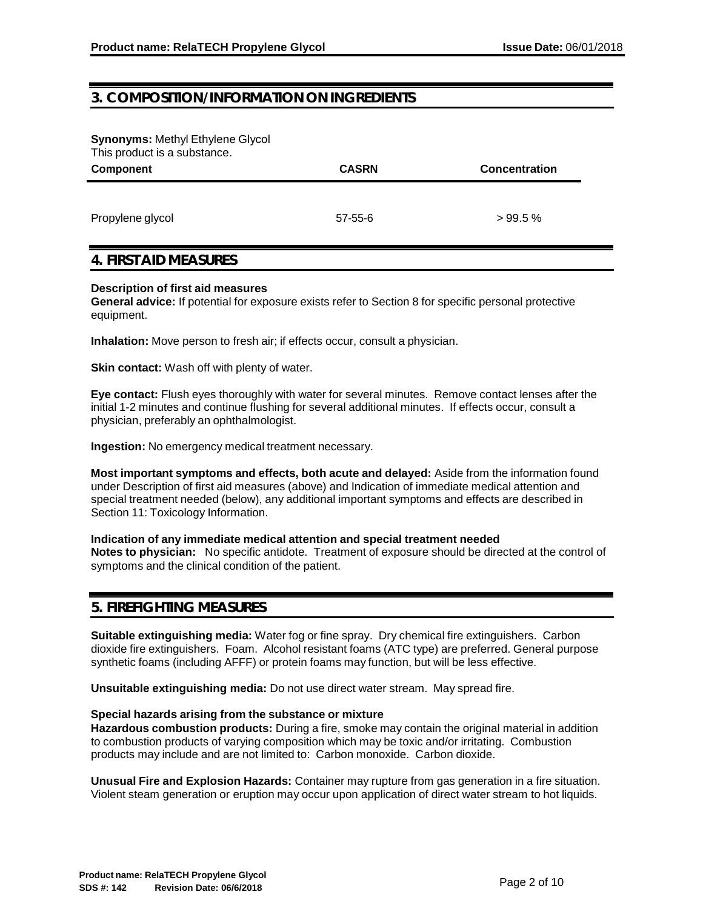## 3. COMPOSITION/INFORMATION ON INGREDIENTS

**Synonyms:** Methyl Ethylene Glycol
This product is a substance.

| Component | CASRN | Concentration |
| --- | --- | --- |
| Propylene glycol | 57-55-6 | > 99.5 % |

## 4. FIRST AID MEASURES

**Description of first aid measures**
**General advice:** If potential for exposure exists refer to Section 8 for specific personal protective equipment.

**Inhalation:** Move person to fresh air; if effects occur, consult a physician.

**Skin contact:** Wash off with plenty of water.

**Eye contact:** Flush eyes thoroughly with water for several minutes. Remove contact lenses after the initial 1-2 minutes and continue flushing for several additional minutes. If effects occur, consult a physician, preferably an ophthalmologist.

**Ingestion:** No emergency medical treatment necessary.

**Most important symptoms and effects, both acute and delayed:** Aside from the information found under Description of first aid measures (above) and Indication of immediate medical attention and special treatment needed (below), any additional important symptoms and effects are described in Section 11: Toxicology Information.

**Indication of any immediate medical attention and special treatment needed**
**Notes to physician:** No specific antidote. Treatment of exposure should be directed at the control of symptoms and the clinical condition of the patient.

## 5. FIREFIGHTING MEASURES

**Suitable extinguishing media:** Water fog or fine spray. Dry chemical fire extinguishers. Carbon dioxide fire extinguishers. Foam. Alcohol resistant foams (ATC type) are preferred. General purpose synthetic foams (including AFFF) or protein foams may function, but will be less effective.

**Unsuitable extinguishing media:** Do not use direct water stream. May spread fire.

**Special hazards arising from the substance or mixture**
**Hazardous combustion products:** During a fire, smoke may contain the original material in addition to combustion products of varying composition which may be toxic and/or irritating. Combustion products may include and are not limited to: Carbon monoxide. Carbon dioxide.

**Unusual Fire and Explosion Hazards:** Container may rupture from gas generation in a fire situation. Violent steam generation or eruption may occur upon application of direct water stream to hot liquids.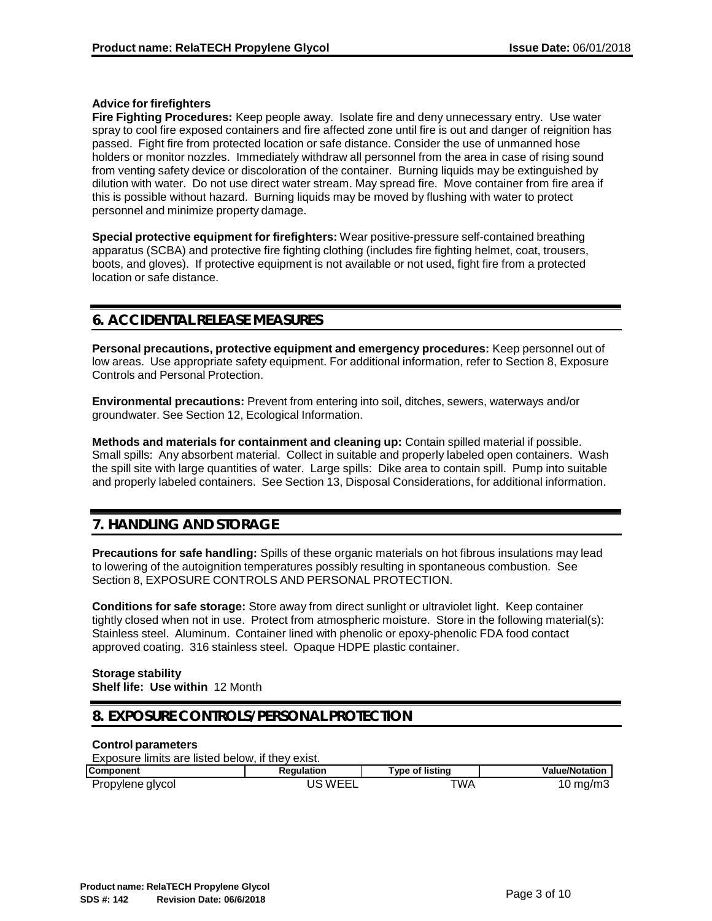**Advice for firefighters**

**Fire Fighting Procedures:** Keep people away. Isolate fire and deny unnecessary entry. Use water spray to cool fire exposed containers and fire affected zone until fire is out and danger of reignition has passed. Fight fire from protected location or safe distance. Consider the use of unmanned hose holders or monitor nozzles. Immediately withdraw all personnel from the area in case of rising sound from venting safety device or discoloration of the container. Burning liquids may be extinguished by dilution with water. Do not use direct water stream. May spread fire. Move container from fire area if this is possible without hazard. Burning liquids may be moved by flushing with water to protect personnel and minimize property damage.

**Special protective equipment for firefighters:** Wear positive-pressure self-contained breathing apparatus (SCBA) and protective fire fighting clothing (includes fire fighting helmet, coat, trousers, boots, and gloves). If protective equipment is not available or not used, fight fire from a protected location or safe distance.

## 6. ACCIDENTAL RELEASE MEASURES

**Personal precautions, protective equipment and emergency procedures:** Keep personnel out of low areas. Use appropriate safety equipment. For additional information, refer to Section 8, Exposure Controls and Personal Protection.

**Environmental precautions:** Prevent from entering into soil, ditches, sewers, waterways and/or groundwater. See Section 12, Ecological Information.

**Methods and materials for containment and cleaning up:** Contain spilled material if possible. Small spills: Any absorbent material. Collect in suitable and properly labeled open containers. Wash the spill site with large quantities of water. Large spills: Dike area to contain spill. Pump into suitable and properly labeled containers. See Section 13, Disposal Considerations, for additional information.

## 7. HANDLING AND STORAGE

**Precautions for safe handling:** Spills of these organic materials on hot fibrous insulations may lead to lowering of the autoignition temperatures possibly resulting in spontaneous combustion. See Section 8, EXPOSURE CONTROLS AND PERSONAL PROTECTION.

**Conditions for safe storage:** Store away from direct sunlight or ultraviolet light. Keep container tightly closed when not in use. Protect from atmospheric moisture. Store in the following material(s): Stainless steel. Aluminum. Container lined with phenolic or epoxy-phenolic FDA food contact approved coating. 316 stainless steel. Opaque HDPE plastic container.

**Storage stability**

**Shelf life: Use within** 12 Month

## 8. EXPOSURE CONTROLS/PERSONAL PROTECTION

**Control parameters**

Exposure limits are listed below, if they exist.

| Component | Regulation | Type of listing | Value/Notation |
|---|---|---|---|
| Propylene glycol | US WEEL | TWA | 10 mg/m3 |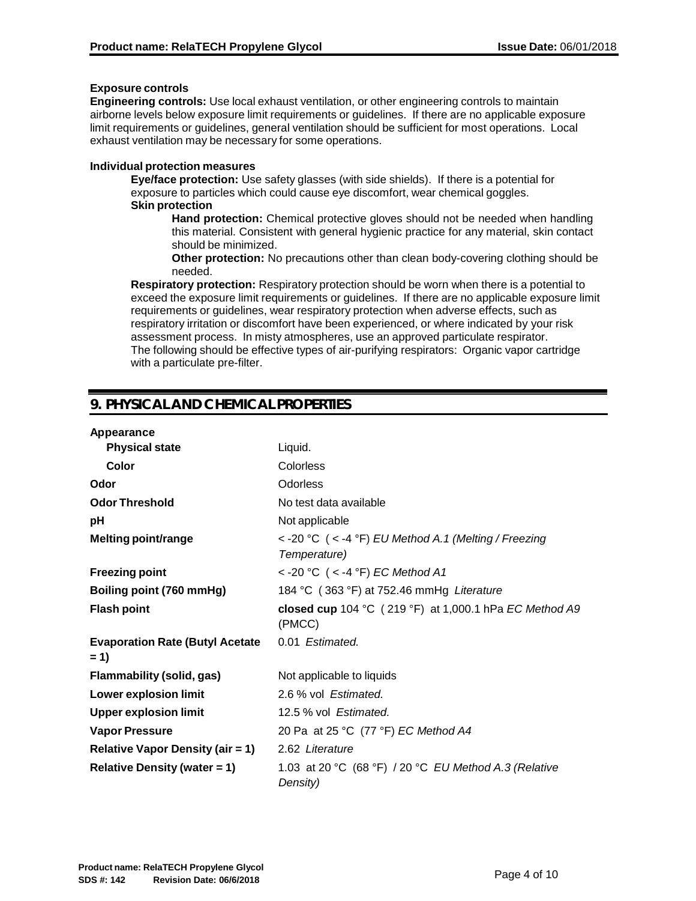**Exposure controls**

**Engineering controls:** Use local exhaust ventilation, or other engineering controls to maintain airborne levels below exposure limit requirements or guidelines. If there are no applicable exposure limit requirements or guidelines, general ventilation should be sufficient for most operations. Local exhaust ventilation may be necessary for some operations.

**Individual protection measures**

**Eye/face protection:** Use safety glasses (with side shields). If there is a potential for exposure to particles which could cause eye discomfort, wear chemical goggles.

**Skin protection**

**Hand protection:** Chemical protective gloves should not be needed when handling this material. Consistent with general hygienic practice for any material, skin contact should be minimized.

**Other protection:** No precautions other than clean body-covering clothing should be needed.

**Respiratory protection:** Respiratory protection should be worn when there is a potential to exceed the exposure limit requirements or guidelines. If there are no applicable exposure limit requirements or guidelines, wear respiratory protection when adverse effects, such as respiratory irritation or discomfort have been experienced, or where indicated by your risk assessment process. In misty atmospheres, use an approved particulate respirator. The following should be effective types of air-purifying respirators: Organic vapor cartridge with a particulate pre-filter.

## 9. PHYSICAL AND CHEMICAL PROPERTIES

| | |
|---|---|
| **Appearance** | |
| **Physical state** | Liquid. |
| **Color** | Colorless |
| **Odor** | Odorless |
| **Odor Threshold** | No test data available |
| **pH** | Not applicable |
| **Melting point/range** | < -20 °C ( < -4 °F) *EU Method A.1 (Melting / Freezing Temperature)* |
| **Freezing point** | < -20 °C ( < -4 °F) *EC Method A1* |
| **Boiling point (760 mmHg)** | 184 °C ( 363 °F) at 752.46 mmHg *Literature* |
| **Flash point** | **closed cup** 104 °C ( 219 °F) at 1,000.1 hPa *EC Method A9* (PMCC) |
| **Evaporation Rate (Butyl Acetate = 1)** | 0.01 *Estimated.* |
| **Flammability (solid, gas)** | Not applicable to liquids |
| **Lower explosion limit** | 2.6 % vol *Estimated.* |
| **Upper explosion limit** | 12.5 % vol *Estimated.* |
| **Vapor Pressure** | 20 Pa at 25 °C (77 °F) *EC Method A4* |
| **Relative Vapor Density (air = 1)** | 2.62 *Literature* |
| **Relative Density (water = 1)** | 1.03 at 20 °C (68 °F) / 20 °C *EU Method A.3 (Relative Density)* |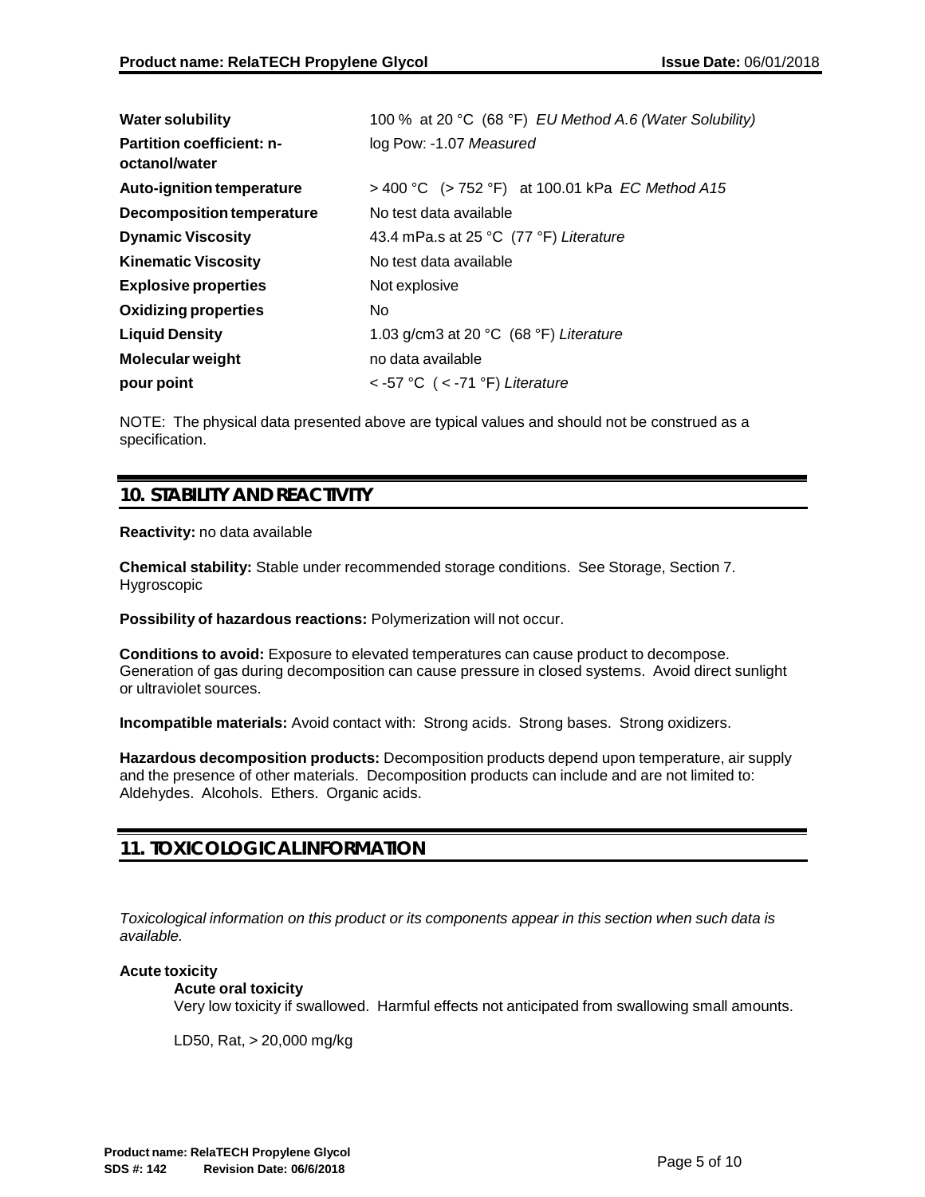| | |
|---|---|
| **Water solubility** | 100 % at 20 °C (68 °F) *EU Method A.6 (Water Solubility)* |
| **Partition coefficient: n-octanol/water** | log Pow: -1.07 *Measured* |
| **Auto-ignition temperature** | > 400 °C (> 752 °F) at 100.01 kPa *EC Method A15* |
| **Decomposition temperature** | No test data available |
| **Dynamic Viscosity** | 43.4 mPa.s at 25 °C (77 °F) *Literature* |
| **Kinematic Viscosity** | No test data available |
| **Explosive properties** | Not explosive |
| **Oxidizing properties** | No |
| **Liquid Density** | 1.03 g/cm3 at 20 °C (68 °F) *Literature* |
| **Molecular weight** | no data available |
| **pour point** | < -57 °C ( < -71 °F) *Literature* |

NOTE: The physical data presented above are typical values and should not be construed as a specification.

## 10. STABILITY AND REACTIVITY

**Reactivity:** no data available

**Chemical stability:** Stable under recommended storage conditions. See Storage, Section 7. Hygroscopic

**Possibility of hazardous reactions:** Polymerization will not occur.

**Conditions to avoid:** Exposure to elevated temperatures can cause product to decompose. Generation of gas during decomposition can cause pressure in closed systems. Avoid direct sunlight or ultraviolet sources.

**Incompatible materials:** Avoid contact with: Strong acids. Strong bases. Strong oxidizers.

**Hazardous decomposition products:** Decomposition products depend upon temperature, air supply and the presence of other materials. Decomposition products can include and are not limited to: Aldehydes. Alcohols. Ethers. Organic acids.

## 11. TOXICOLOGICAL INFORMATION

*Toxicological information on this product or its components appear in this section when such data is available.*

**Acute toxicity**

**Acute oral toxicity**

Very low toxicity if swallowed. Harmful effects not anticipated from swallowing small amounts.

LD50, Rat, > 20,000 mg/kg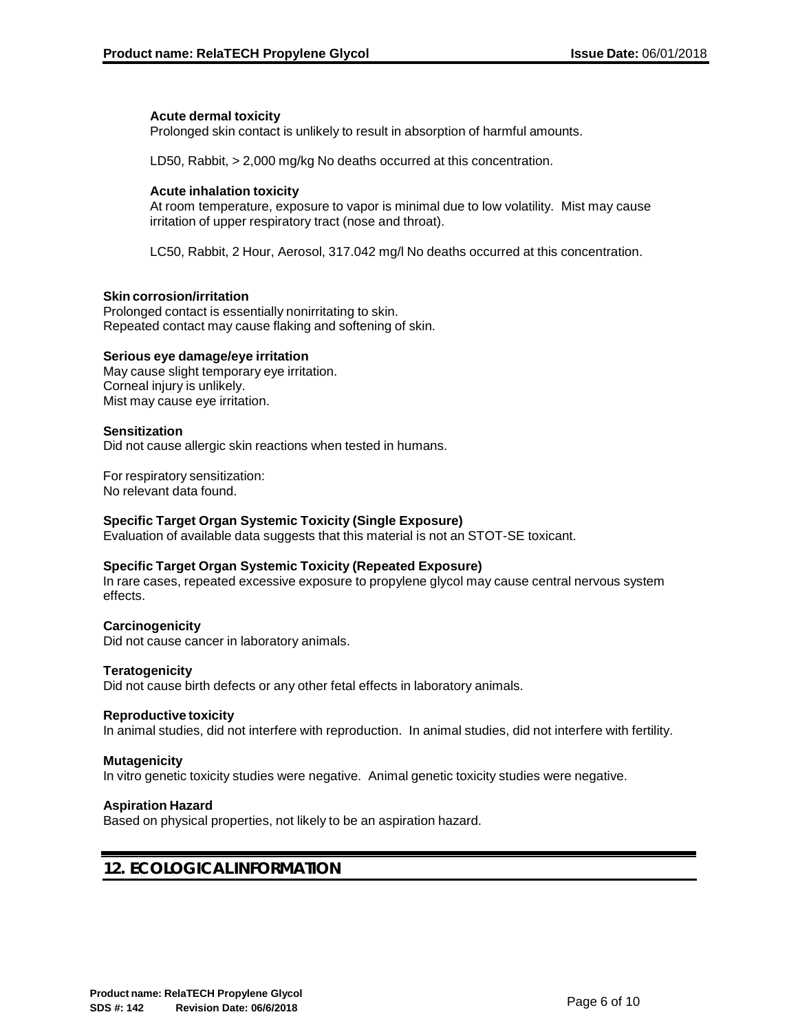#### Acute dermal toxicity

Prolonged skin contact is unlikely to result in absorption of harmful amounts.

LD50, Rabbit, > 2,000 mg/kg No deaths occurred at this concentration.

#### Acute inhalation toxicity

At room temperature, exposure to vapor is minimal due to low volatility. Mist may cause irritation of upper respiratory tract (nose and throat).

LC50, Rabbit, 2 Hour, Aerosol, 317.042 mg/l No deaths occurred at this concentration.

### Skin corrosion/irritation

Prolonged contact is essentially nonirritating to skin.
Repeated contact may cause flaking and softening of skin.

### Serious eye damage/eye irritation

May cause slight temporary eye irritation.
Corneal injury is unlikely.
Mist may cause eye irritation.

### Sensitization

Did not cause allergic skin reactions when tested in humans.

For respiratory sensitization:
No relevant data found.

### Specific Target Organ Systemic Toxicity (Single Exposure)

Evaluation of available data suggests that this material is not an STOT-SE toxicant.

### Specific Target Organ Systemic Toxicity (Repeated Exposure)

In rare cases, repeated excessive exposure to propylene glycol may cause central nervous system effects.

### Carcinogenicity

Did not cause cancer in laboratory animals.

### Teratogenicity

Did not cause birth defects or any other fetal effects in laboratory animals.

### Reproductive toxicity

In animal studies, did not interfere with reproduction. In animal studies, did not interfere with fertility.

### Mutagenicity

In vitro genetic toxicity studies were negative. Animal genetic toxicity studies were negative.

### Aspiration Hazard

Based on physical properties, not likely to be an aspiration hazard.

## 12. ECOLOGICAL INFORMATION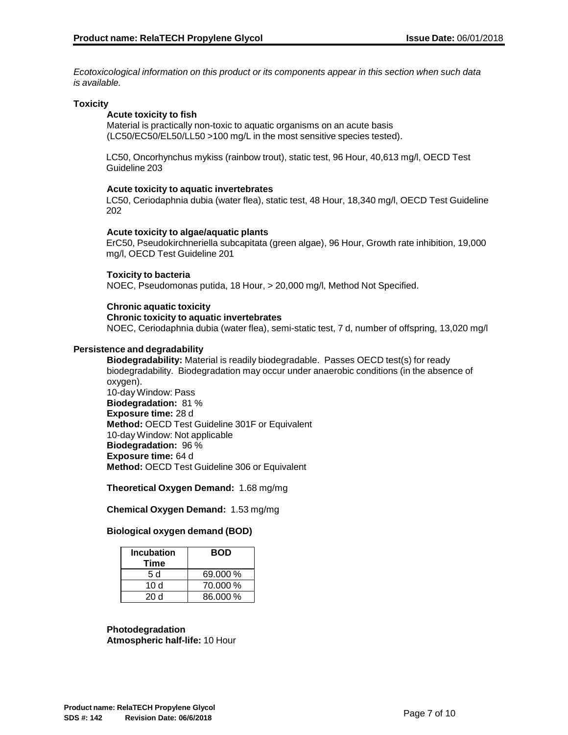*Ecotoxicological information on this product or its components appear in this section when such data is available.*

## Toxicity

### Acute toxicity to fish

Material is practically non-toxic to aquatic organisms on an acute basis (LC50/EC50/EL50/LL50 >100 mg/L in the most sensitive species tested).

LC50, Oncorhynchus mykiss (rainbow trout), static test, 96 Hour, 40,613 mg/l, OECD Test Guideline 203

### Acute toxicity to aquatic invertebrates

LC50, Ceriodaphnia dubia (water flea), static test, 48 Hour, 18,340 mg/l, OECD Test Guideline 202

### Acute toxicity to algae/aquatic plants

ErC50, Pseudokirchneriella subcapitata (green algae), 96 Hour, Growth rate inhibition, 19,000 mg/l, OECD Test Guideline 201

### Toxicity to bacteria

NOEC, Pseudomonas putida, 18 Hour, > 20,000 mg/l, Method Not Specified.

### Chronic aquatic toxicity

**Chronic toxicity to aquatic invertebrates**

NOEC, Ceriodaphnia dubia (water flea), semi-static test, 7 d, number of offspring, 13,020 mg/l

## Persistence and degradability

**Biodegradability:** Material is readily biodegradable. Passes OECD test(s) for ready biodegradability. Biodegradation may occur under anaerobic conditions (in the absence of oxygen).
10-day Window: Pass
**Biodegradation:** 81 %
**Exposure time:** 28 d
**Method:** OECD Test Guideline 301F or Equivalent
10-day Window: Not applicable
**Biodegradation:** 96 %
**Exposure time:** 64 d
**Method:** OECD Test Guideline 306 or Equivalent

**Theoretical Oxygen Demand:** 1.68 mg/mg

**Chemical Oxygen Demand:** 1.53 mg/mg

**Biological oxygen demand (BOD)**

| Incubation Time | BOD |
|---|---|
| 5 d | 69.000 % |
| 10 d | 70.000 % |
| 20 d | 86.000 % |

**Photodegradation**
**Atmospheric half-life:** 10 Hour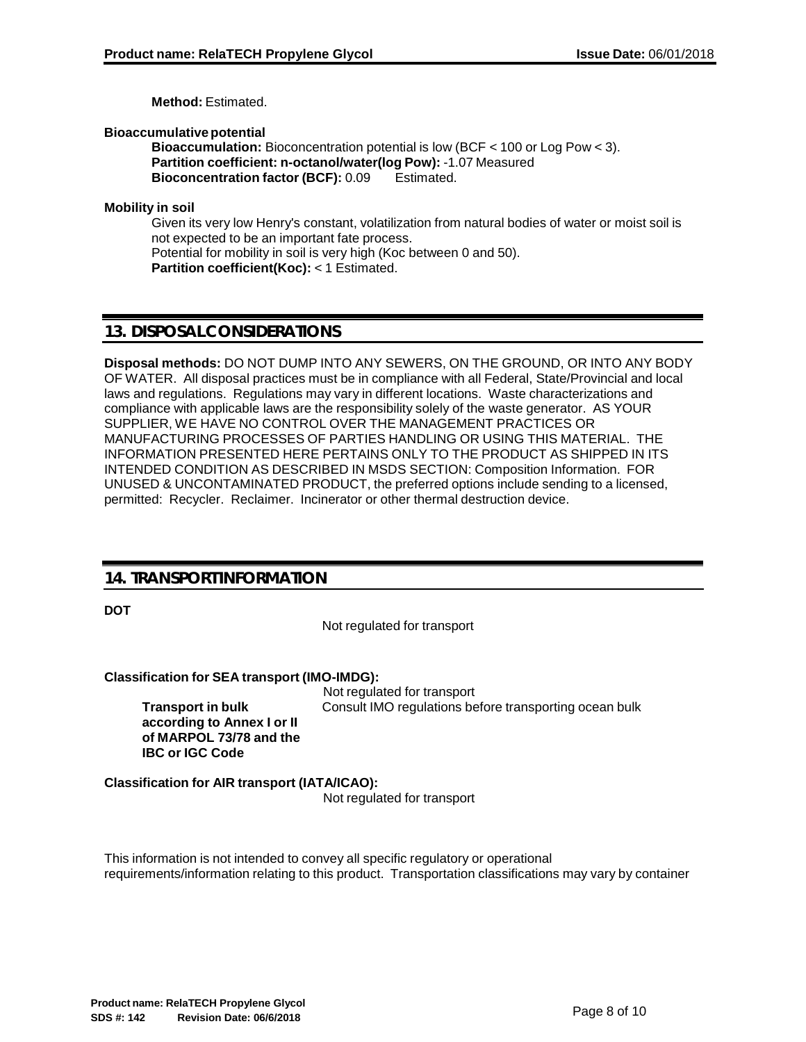**Method:** Estimated.

**Bioaccumulative potential**

**Bioaccumulation:** Bioconcentration potential is low (BCF < 100 or Log Pow < 3).
**Partition coefficient: n-octanol/water(log Pow):** -1.07 Measured
**Bioconcentration factor (BCF):** 0.09 Estimated.

**Mobility in soil**

Given its very low Henry's constant, volatilization from natural bodies of water or moist soil is not expected to be an important fate process.
Potential for mobility in soil is very high (Koc between 0 and 50).
**Partition coefficient(Koc):** < 1 Estimated.

## 13. DISPOSAL CONSIDERATIONS

**Disposal methods:** DO NOT DUMP INTO ANY SEWERS, ON THE GROUND, OR INTO ANY BODY OF WATER. All disposal practices must be in compliance with all Federal, State/Provincial and local laws and regulations. Regulations may vary in different locations. Waste characterizations and compliance with applicable laws are the responsibility solely of the waste generator. AS YOUR SUPPLIER, WE HAVE NO CONTROL OVER THE MANAGEMENT PRACTICES OR MANUFACTURING PROCESSES OF PARTIES HANDLING OR USING THIS MATERIAL. THE INFORMATION PRESENTED HERE PERTAINS ONLY TO THE PRODUCT AS SHIPPED IN ITS INTENDED CONDITION AS DESCRIBED IN MSDS SECTION: Composition Information. FOR UNUSED & UNCONTAMINATED PRODUCT, the preferred options include sending to a licensed, permitted: Recycler. Reclaimer. Incinerator or other thermal destruction device.

## 14. TRANSPORT INFORMATION

**DOT**

Not regulated for transport

**Classification for SEA transport (IMO-IMDG):**

Not regulated for transport

**Transport in bulk according to Annex I or II of MARPOL 73/78 and the IBC or IGC Code**: Consult IMO regulations before transporting ocean bulk

**Classification for AIR transport (IATA/ICAO):**

Not regulated for transport

This information is not intended to convey all specific regulatory or operational requirements/information relating to this product. Transportation classifications may vary by container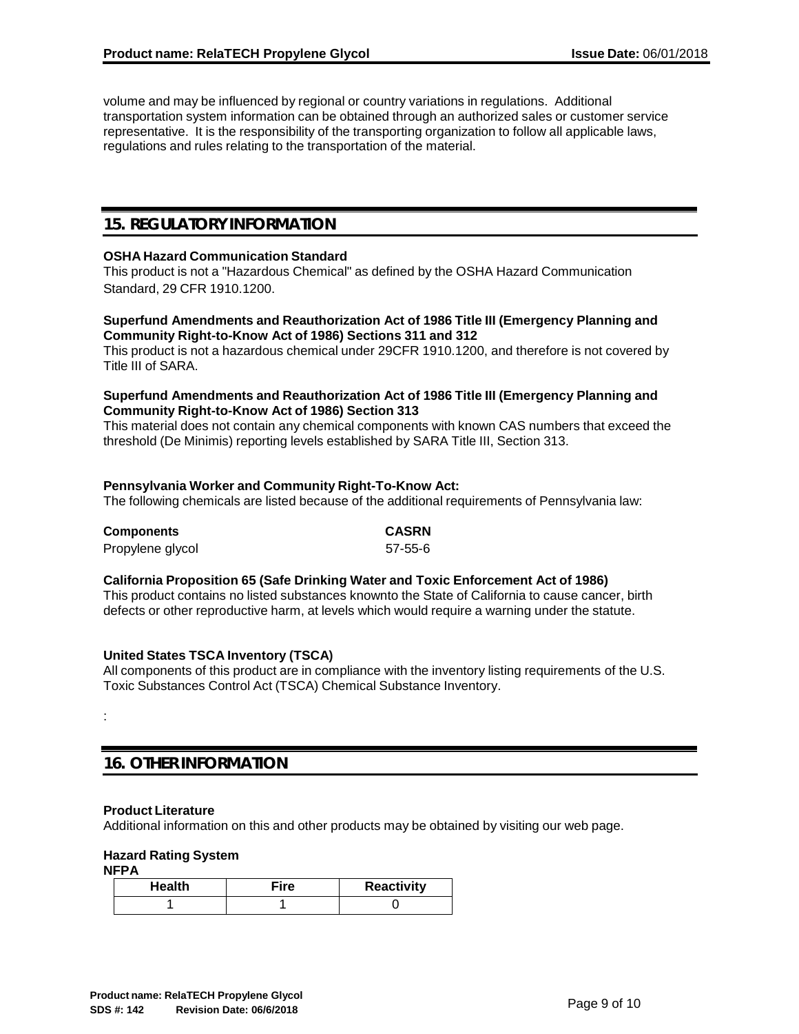volume and may be influenced by regional or country variations in regulations. Additional transportation system information can be obtained through an authorized sales or customer service representative. It is the responsibility of the transporting organization to follow all applicable laws, regulations and rules relating to the transportation of the material.

## 15. REGULATORY INFORMATION

**OSHA Hazard Communication Standard**
This product is not a "Hazardous Chemical" as defined by the OSHA Hazard Communication Standard, 29 CFR 1910.1200.

**Superfund Amendments and Reauthorization Act of 1986 Title III (Emergency Planning and Community Right-to-Know Act of 1986) Sections 311 and 312**
This product is not a hazardous chemical under 29CFR 1910.1200, and therefore is not covered by Title III of SARA.

**Superfund Amendments and Reauthorization Act of 1986 Title III (Emergency Planning and Community Right-to-Know Act of 1986) Section 313**
This material does not contain any chemical components with known CAS numbers that exceed the threshold (De Minimis) reporting levels established by SARA Title III, Section 313.

**Pennsylvania Worker and Community Right-To-Know Act:**
The following chemicals are listed because of the additional requirements of Pennsylvania law:

| Components | CASRN |
|---|---|
| Propylene glycol | 57-55-6 |

**California Proposition 65 (Safe Drinking Water and Toxic Enforcement Act of 1986)**
This product contains no listed substances knownto the State of California to cause cancer, birth defects or other reproductive harm, at levels which would require a warning under the statute.

**United States TSCA Inventory (TSCA)**
All components of this product are in compliance with the inventory listing requirements of the U.S. Toxic Substances Control Act (TSCA) Chemical Substance Inventory.

:

## 16. OTHER INFORMATION

**Product Literature**
Additional information on this and other products may be obtained by visiting our web page.

**Hazard Rating System**
**NFPA**

| Health | Fire | Reactivity |
|---|---|---|
| 1 | 1 | 0 |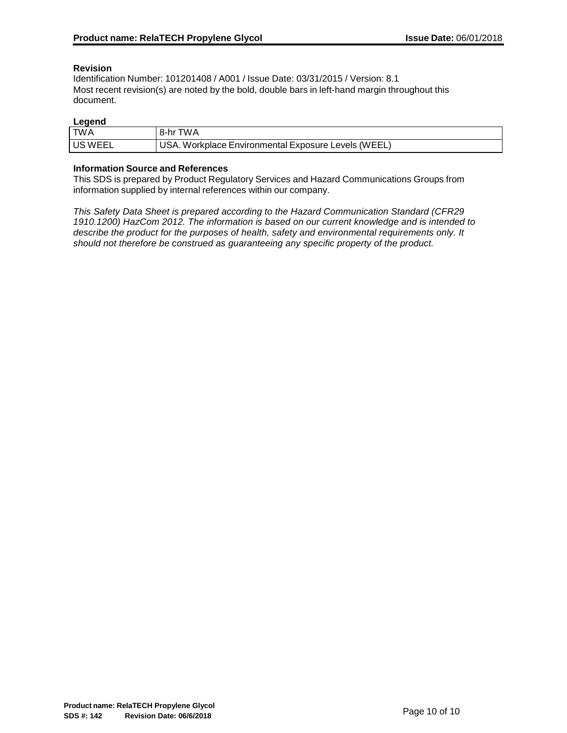**Revision**

Identification Number: 101201408 / A001 / Issue Date: 03/31/2015 / Version: 8.1
Most recent revision(s) are noted by the bold, double bars in left-hand margin throughout this document.

**Legend**

| | |
|---|---|
| TWA | 8-hr TWA |
| US WEEL | USA. Workplace Environmental Exposure Levels (WEEL) |

**Information Source and References**

This SDS is prepared by Product Regulatory Services and Hazard Communications Groups from information supplied by internal references within our company.

*This Safety Data Sheet is prepared according to the Hazard Communication Standard (CFR29 1910.1200) HazCom 2012. The information is based on our current knowledge and is intended to describe the product for the purposes of health, safety and environmental requirements only. It should not therefore be construed as guaranteeing any specific property of the product.*